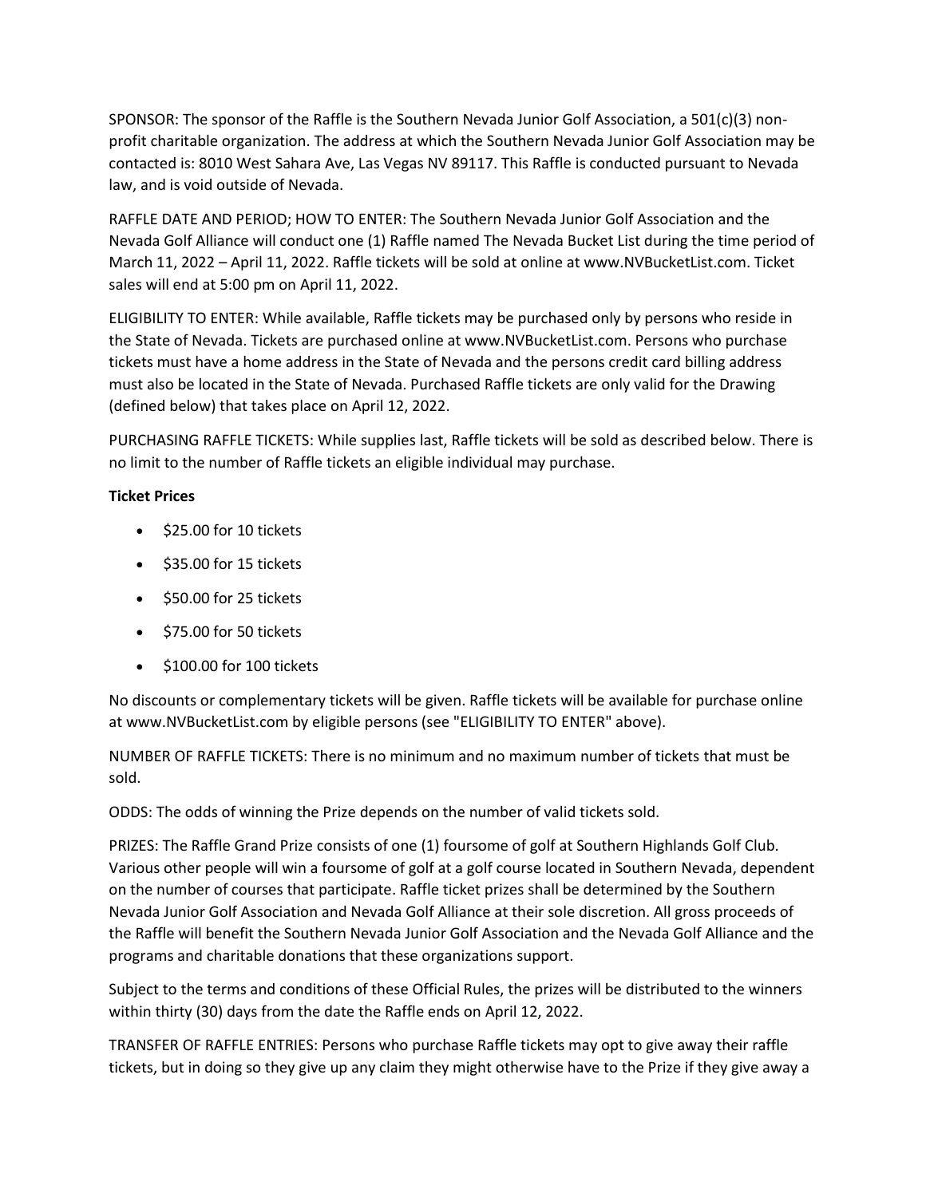SPONSOR: The sponsor of the Raffle is the Southern Nevada Junior Golf Association, a 501(c)(3) non-profit charitable organization. The address at which the Southern Nevada Junior Golf Association may be contacted is: 8010 West Sahara Ave, Las Vegas NV 89117. This Raffle is conducted pursuant to Nevada law, and is void outside of Nevada.

RAFFLE DATE AND PERIOD; HOW TO ENTER: The Southern Nevada Junior Golf Association and the Nevada Golf Alliance will conduct one (1) Raffle named The Nevada Bucket List during the time period of March 11, 2022 – April 11, 2022. Raffle tickets will be sold at online at www.NVBucketList.com. Ticket sales will end at 5:00 pm on April 11, 2022.

ELIGIBILITY TO ENTER: While available, Raffle tickets may be purchased only by persons who reside in the State of Nevada. Tickets are purchased online at www.NVBucketList.com. Persons who purchase tickets must have a home address in the State of Nevada and the persons credit card billing address must also be located in the State of Nevada. Purchased Raffle tickets are only valid for the Drawing (defined below) that takes place on April 12, 2022.

PURCHASING RAFFLE TICKETS: While supplies last, Raffle tickets will be sold as described below. There is no limit to the number of Raffle tickets an eligible individual may purchase.

**Ticket Prices**

- $25.00 for 10 tickets
- $35.00 for 15 tickets
- $50.00 for 25 tickets
- $75.00 for 50 tickets
- $100.00 for 100 tickets

No discounts or complementary tickets will be given. Raffle tickets will be available for purchase online at www.NVBucketList.com by eligible persons (see "ELIGIBILITY TO ENTER" above).

NUMBER OF RAFFLE TICKETS: There is no minimum and no maximum number of tickets that must be sold.

ODDS: The odds of winning the Prize depends on the number of valid tickets sold.

PRIZES: The Raffle Grand Prize consists of one (1) foursome of golf at Southern Highlands Golf Club. Various other people will win a foursome of golf at a golf course located in Southern Nevada, dependent on the number of courses that participate. Raffle ticket prizes shall be determined by the Southern Nevada Junior Golf Association and Nevada Golf Alliance at their sole discretion. All gross proceeds of the Raffle will benefit the Southern Nevada Junior Golf Association and the Nevada Golf Alliance and the programs and charitable donations that these organizations support.

Subject to the terms and conditions of these Official Rules, the prizes will be distributed to the winners within thirty (30) days from the date the Raffle ends on April 12, 2022.

TRANSFER OF RAFFLE ENTRIES: Persons who purchase Raffle tickets may opt to give away their raffle tickets, but in doing so they give up any claim they might otherwise have to the Prize if they give away a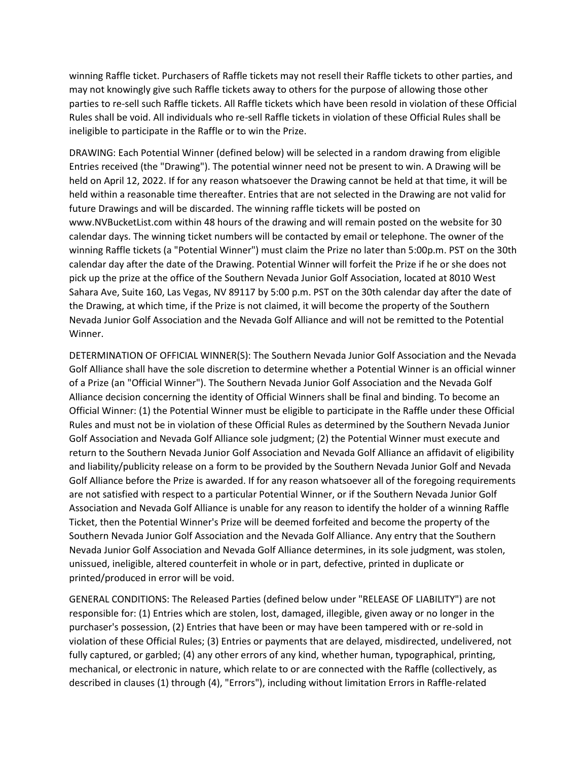winning Raffle ticket. Purchasers of Raffle tickets may not resell their Raffle tickets to other parties, and may not knowingly give such Raffle tickets away to others for the purpose of allowing those other parties to re-sell such Raffle tickets. All Raffle tickets which have been resold in violation of these Official Rules shall be void. All individuals who re-sell Raffle tickets in violation of these Official Rules shall be ineligible to participate in the Raffle or to win the Prize.

DRAWING: Each Potential Winner (defined below) will be selected in a random drawing from eligible Entries received (the "Drawing"). The potential winner need not be present to win. A Drawing will be held on April 12, 2022. If for any reason whatsoever the Drawing cannot be held at that time, it will be held within a reasonable time thereafter. Entries that are not selected in the Drawing are not valid for future Drawings and will be discarded. The winning raffle tickets will be posted on www.NVBucketList.com within 48 hours of the drawing and will remain posted on the website for 30 calendar days. The winning ticket numbers will be contacted by email or telephone. The owner of the winning Raffle tickets (a "Potential Winner") must claim the Prize no later than 5:00p.m. PST on the 30th calendar day after the date of the Drawing. Potential Winner will forfeit the Prize if he or she does not pick up the prize at the office of the Southern Nevada Junior Golf Association, located at 8010 West Sahara Ave, Suite 160, Las Vegas, NV 89117 by 5:00 p.m. PST on the 30th calendar day after the date of the Drawing, at which time, if the Prize is not claimed, it will become the property of the Southern Nevada Junior Golf Association and the Nevada Golf Alliance and will not be remitted to the Potential Winner.

DETERMINATION OF OFFICIAL WINNER(S): The Southern Nevada Junior Golf Association and the Nevada Golf Alliance shall have the sole discretion to determine whether a Potential Winner is an official winner of a Prize (an "Official Winner"). The Southern Nevada Junior Golf Association and the Nevada Golf Alliance decision concerning the identity of Official Winners shall be final and binding. To become an Official Winner: (1) the Potential Winner must be eligible to participate in the Raffle under these Official Rules and must not be in violation of these Official Rules as determined by the Southern Nevada Junior Golf Association and Nevada Golf Alliance sole judgment; (2) the Potential Winner must execute and return to the Southern Nevada Junior Golf Association and Nevada Golf Alliance an affidavit of eligibility and liability/publicity release on a form to be provided by the Southern Nevada Junior Golf and Nevada Golf Alliance before the Prize is awarded. If for any reason whatsoever all of the foregoing requirements are not satisfied with respect to a particular Potential Winner, or if the Southern Nevada Junior Golf Association and Nevada Golf Alliance is unable for any reason to identify the holder of a winning Raffle Ticket, then the Potential Winner's Prize will be deemed forfeited and become the property of the Southern Nevada Junior Golf Association and the Nevada Golf Alliance. Any entry that the Southern Nevada Junior Golf Association and Nevada Golf Alliance determines, in its sole judgment, was stolen, unissued, ineligible, altered counterfeit in whole or in part, defective, printed in duplicate or printed/produced in error will be void.

GENERAL CONDITIONS: The Released Parties (defined below under "RELEASE OF LIABILITY") are not responsible for: (1) Entries which are stolen, lost, damaged, illegible, given away or no longer in the purchaser's possession, (2) Entries that have been or may have been tampered with or re-sold in violation of these Official Rules; (3) Entries or payments that are delayed, misdirected, undelivered, not fully captured, or garbled; (4) any other errors of any kind, whether human, typographical, printing, mechanical, or electronic in nature, which relate to or are connected with the Raffle (collectively, as described in clauses (1) through (4), "Errors"), including without limitation Errors in Raffle-related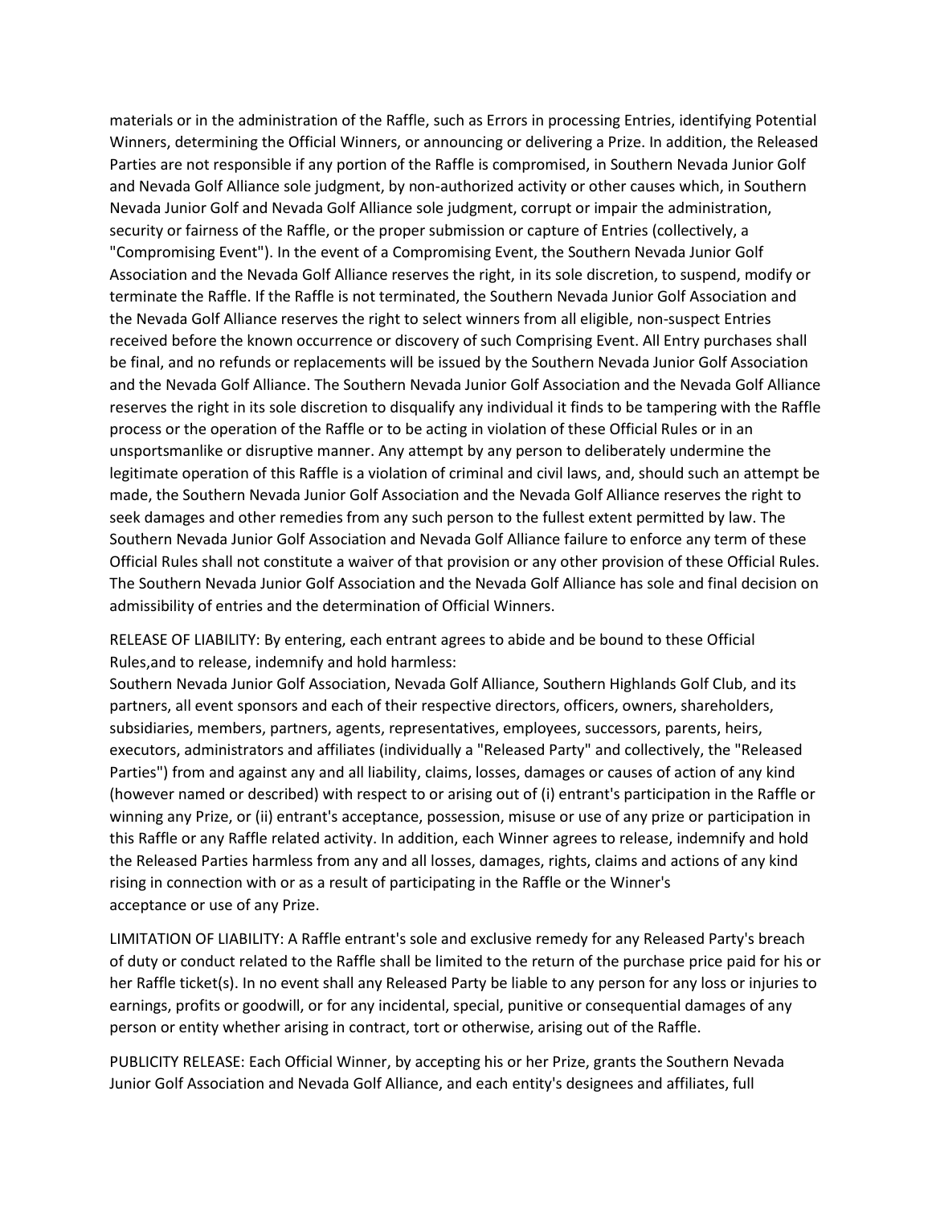materials or in the administration of the Raffle, such as Errors in processing Entries, identifying Potential Winners, determining the Official Winners, or announcing or delivering a Prize. In addition, the Released Parties are not responsible if any portion of the Raffle is compromised, in Southern Nevada Junior Golf and Nevada Golf Alliance sole judgment, by non-authorized activity or other causes which, in Southern Nevada Junior Golf and Nevada Golf Alliance sole judgment, corrupt or impair the administration, security or fairness of the Raffle, or the proper submission or capture of Entries (collectively, a "Compromising Event"). In the event of a Compromising Event, the Southern Nevada Junior Golf Association and the Nevada Golf Alliance reserves the right, in its sole discretion, to suspend, modify or terminate the Raffle. If the Raffle is not terminated, the Southern Nevada Junior Golf Association and the Nevada Golf Alliance reserves the right to select winners from all eligible, non-suspect Entries received before the known occurrence or discovery of such Comprising Event. All Entry purchases shall be final, and no refunds or replacements will be issued by the Southern Nevada Junior Golf Association and the Nevada Golf Alliance. The Southern Nevada Junior Golf Association and the Nevada Golf Alliance reserves the right in its sole discretion to disqualify any individual it finds to be tampering with the Raffle process or the operation of the Raffle or to be acting in violation of these Official Rules or in an unsportsmanlike or disruptive manner. Any attempt by any person to deliberately undermine the legitimate operation of this Raffle is a violation of criminal and civil laws, and, should such an attempt be made, the Southern Nevada Junior Golf Association and the Nevada Golf Alliance reserves the right to seek damages and other remedies from any such person to the fullest extent permitted by law. The Southern Nevada Junior Golf Association and Nevada Golf Alliance failure to enforce any term of these Official Rules shall not constitute a waiver of that provision or any other provision of these Official Rules. The Southern Nevada Junior Golf Association and the Nevada Golf Alliance has sole and final decision on admissibility of entries and the determination of Official Winners.

RELEASE OF LIABILITY: By entering, each entrant agrees to abide and be bound to these Official Rules,and to release, indemnify and hold harmless:
Southern Nevada Junior Golf Association, Nevada Golf Alliance, Southern Highlands Golf Club, and its partners, all event sponsors and each of their respective directors, officers, owners, shareholders, subsidiaries, members, partners, agents, representatives, employees, successors, parents, heirs, executors, administrators and affiliates (individually a "Released Party" and collectively, the "Released Parties") from and against any and all liability, claims, losses, damages or causes of action of any kind (however named or described) with respect to or arising out of (i) entrant's participation in the Raffle or winning any Prize, or (ii) entrant's acceptance, possession, misuse or use of any prize or participation in this Raffle or any Raffle related activity. In addition, each Winner agrees to release, indemnify and hold the Released Parties harmless from any and all losses, damages, rights, claims and actions of any kind rising in connection with or as a result of participating in the Raffle or the Winner's acceptance or use of any Prize.

LIMITATION OF LIABILITY: A Raffle entrant's sole and exclusive remedy for any Released Party's breach of duty or conduct related to the Raffle shall be limited to the return of the purchase price paid for his or her Raffle ticket(s). In no event shall any Released Party be liable to any person for any loss or injuries to earnings, profits or goodwill, or for any incidental, special, punitive or consequential damages of any person or entity whether arising in contract, tort or otherwise, arising out of the Raffle.

PUBLICITY RELEASE: Each Official Winner, by accepting his or her Prize, grants the Southern Nevada Junior Golf Association and Nevada Golf Alliance, and each entity's designees and affiliates, full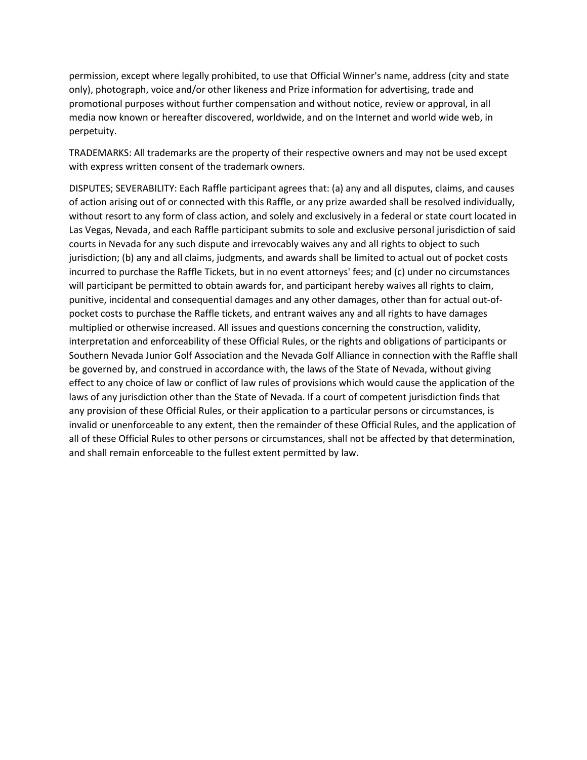permission, except where legally prohibited, to use that Official Winner's name, address (city and state only), photograph, voice and/or other likeness and Prize information for advertising, trade and promotional purposes without further compensation and without notice, review or approval, in all media now known or hereafter discovered, worldwide, and on the Internet and world wide web, in perpetuity.

TRADEMARKS: All trademarks are the property of their respective owners and may not be used except with express written consent of the trademark owners.

DISPUTES; SEVERABILITY: Each Raffle participant agrees that: (a) any and all disputes, claims, and causes of action arising out of or connected with this Raffle, or any prize awarded shall be resolved individually, without resort to any form of class action, and solely and exclusively in a federal or state court located in Las Vegas, Nevada, and each Raffle participant submits to sole and exclusive personal jurisdiction of said courts in Nevada for any such dispute and irrevocably waives any and all rights to object to such jurisdiction; (b) any and all claims, judgments, and awards shall be limited to actual out of pocket costs incurred to purchase the Raffle Tickets, but in no event attorneys' fees; and (c) under no circumstances will participant be permitted to obtain awards for, and participant hereby waives all rights to claim, punitive, incidental and consequential damages and any other damages, other than for actual out-of-pocket costs to purchase the Raffle tickets, and entrant waives any and all rights to have damages multiplied or otherwise increased. All issues and questions concerning the construction, validity, interpretation and enforceability of these Official Rules, or the rights and obligations of participants or Southern Nevada Junior Golf Association and the Nevada Golf Alliance in connection with the Raffle shall be governed by, and construed in accordance with, the laws of the State of Nevada, without giving effect to any choice of law or conflict of law rules of provisions which would cause the application of the laws of any jurisdiction other than the State of Nevada. If a court of competent jurisdiction finds that any provision of these Official Rules, or their application to a particular persons or circumstances, is invalid or unenforceable to any extent, then the remainder of these Official Rules, and the application of all of these Official Rules to other persons or circumstances, shall not be affected by that determination, and shall remain enforceable to the fullest extent permitted by law.